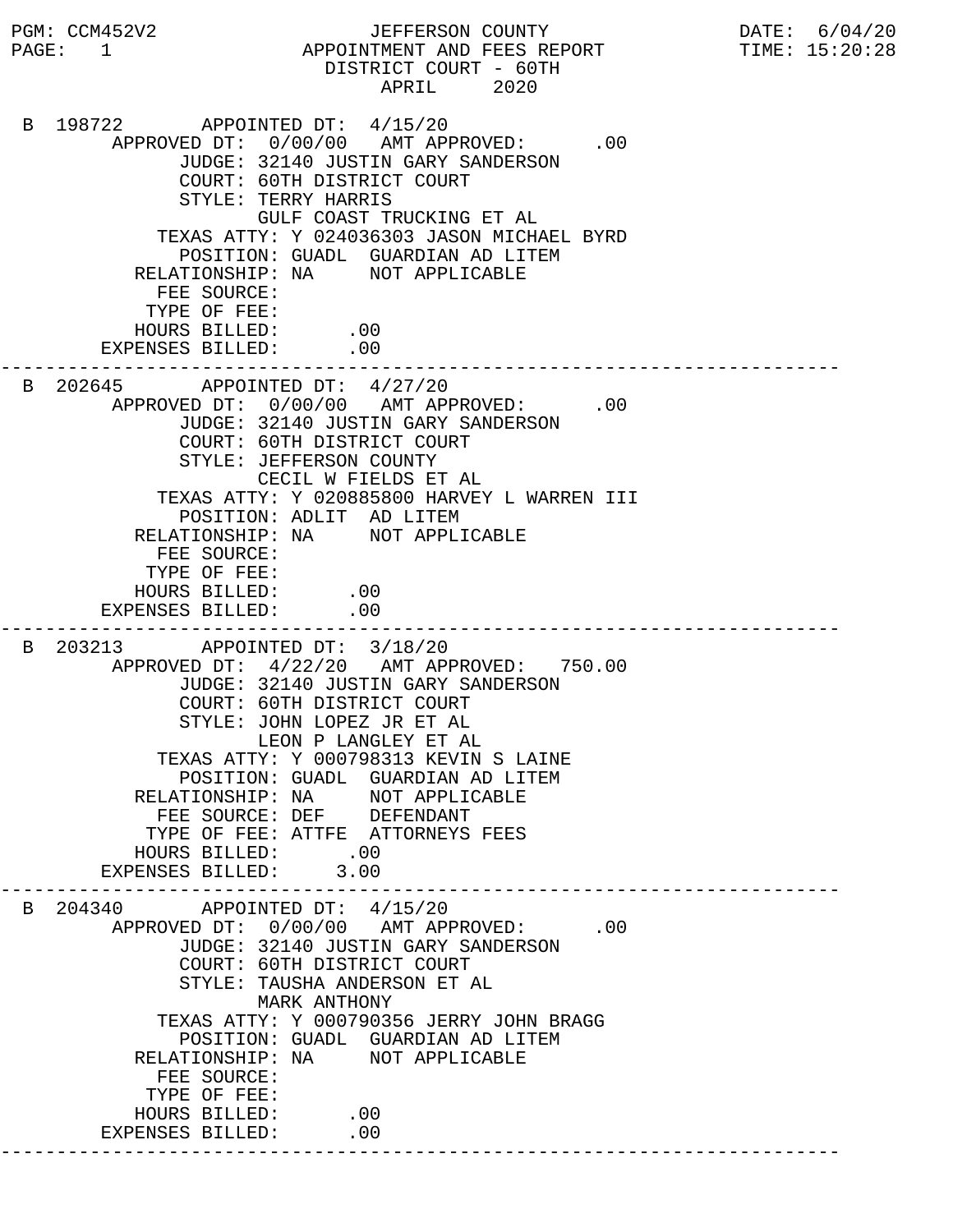PGM: CCM452V2

JEFFERSON COUNTY
APPOINTMENT AND FEES REPORT
DISTRICT COURT - 60TH
APRIL 2020

DATE: 6/04/20
TIME: 15:20:28

```
 B 198722       APPOINTED DT:  4/15/20
        APPROVED DT:  0/00/00   AMT APPROVED:       .00
              JUDGE: 32140 JUSTIN GARY SANDERSON
              COURT: 60TH DISTRICT COURT
              STYLE: TERRY HARRIS
                     GULF COAST TRUCKING ET AL
            TEXAS ATTY: Y 024036303 JASON MICHAEL BYRD
              POSITION: GUADL  GUARDIAN AD LITEM
          RELATIONSHIP: NA     NOT APPLICABLE
            FEE SOURCE:
           TYPE OF FEE:
          HOURS BILLED:      .00
        EXPENSES BILLED:     .00
---------------------------------------------------------------------------
 B 202645       APPOINTED DT:  4/27/20
        APPROVED DT:  0/00/00   AMT APPROVED:       .00
              JUDGE: 32140 JUSTIN GARY SANDERSON
              COURT: 60TH DISTRICT COURT
              STYLE: JEFFERSON COUNTY
                     CECIL W FIELDS ET AL
            TEXAS ATTY: Y 020885800 HARVEY L WARREN III
              POSITION: ADLIT  AD LITEM
          RELATIONSHIP: NA     NOT APPLICABLE
            FEE SOURCE:
           TYPE OF FEE:
          HOURS BILLED:      .00
        EXPENSES BILLED:     .00
---------------------------------------------------------------------------
 B 203213       APPOINTED DT:  3/18/20
        APPROVED DT:  4/22/20   AMT APPROVED:   750.00
              JUDGE: 32140 JUSTIN GARY SANDERSON
              COURT: 60TH DISTRICT COURT
              STYLE: JOHN LOPEZ JR ET AL
                     LEON P LANGLEY ET AL
            TEXAS ATTY: Y 000798313 KEVIN S LAINE
              POSITION: GUADL  GUARDIAN AD LITEM
          RELATIONSHIP: NA     NOT APPLICABLE
            FEE SOURCE: DEF    DEFENDANT
           TYPE OF FEE: ATTFE  ATTORNEYS FEES
          HOURS BILLED:      .00
        EXPENSES BILLED:    3.00
---------------------------------------------------------------------------
 B 204340       APPOINTED DT:  4/15/20
        APPROVED DT:  0/00/00   AMT APPROVED:       .00
              JUDGE: 32140 JUSTIN GARY SANDERSON
              COURT: 60TH DISTRICT COURT
              STYLE: TAUSHA ANDERSON ET AL
                     MARK ANTHONY
            TEXAS ATTY: Y 000790356 JERRY JOHN BRAGG
              POSITION: GUADL  GUARDIAN AD LITEM
          RELATIONSHIP: NA     NOT APPLICABLE
            FEE SOURCE:
           TYPE OF FEE:
          HOURS BILLED:      .00
        EXPENSES BILLED:     .00
---------------------------------------------------------------------------
```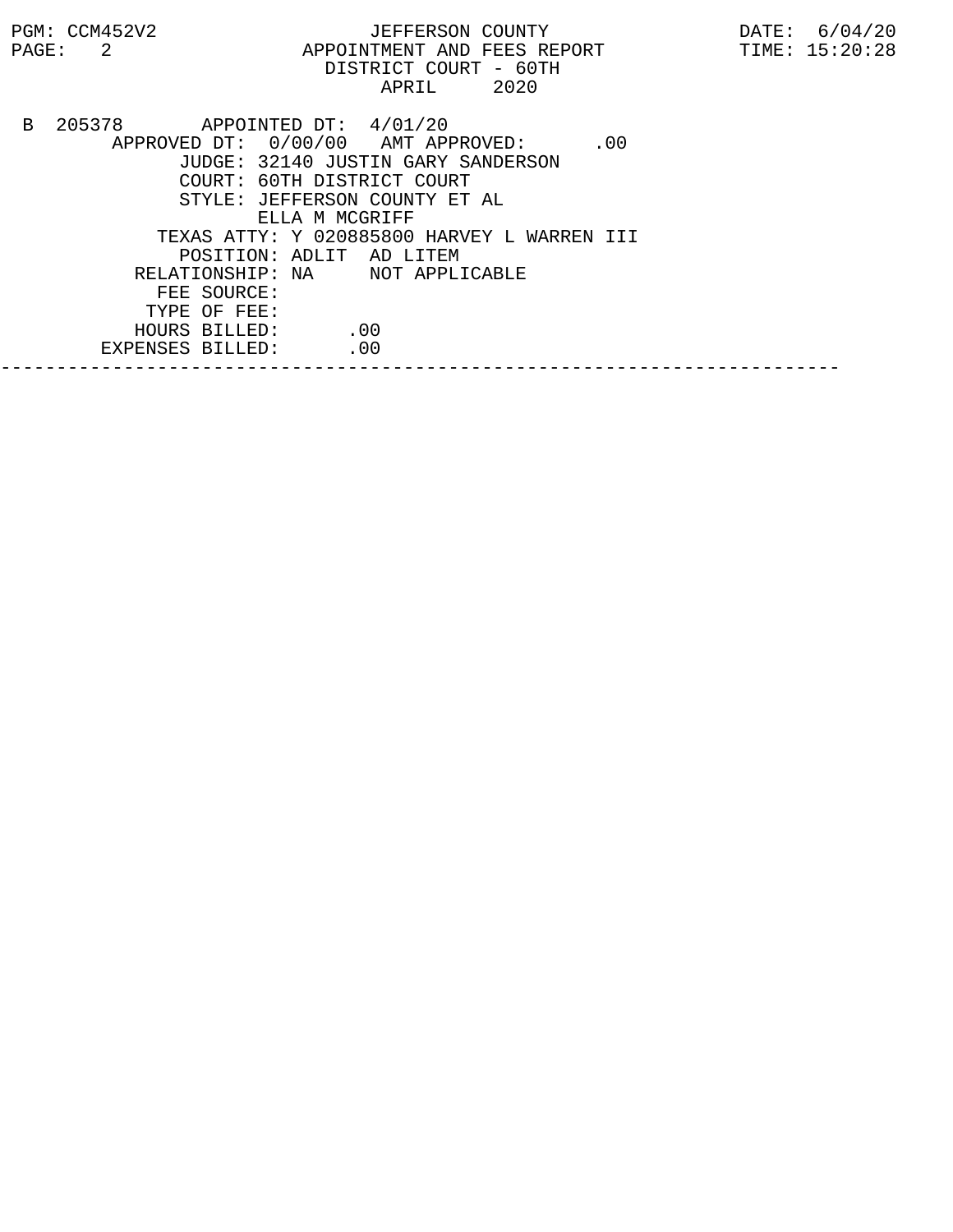PGM: CCM452V2 JEFFERSON COUNTY DATE: 6/04/20
PAGE: 2 APPOINTMENT AND FEES REPORT TIME: 15:20:28
DISTRICT COURT - 60TH
APRIL 2020

```
 B  205378       APPOINTED DT:  4/01/20
         APPROVED DT:  0/00/00   AMT APPROVED:      .00
               JUDGE: 32140 JUSTIN GARY SANDERSON
               COURT: 60TH DISTRICT COURT
               STYLE: JEFFERSON COUNTY ET AL
                      ELLA M MCGRIFF
             TEXAS ATTY: Y 020885800 HARVEY L WARREN III
               POSITION: ADLIT  AD LITEM
           RELATIONSHIP: NA     NOT APPLICABLE
             FEE SOURCE:
            TYPE OF FEE:
            HOURS BILLED:      .00
        EXPENSES BILLED:      .00
```

---